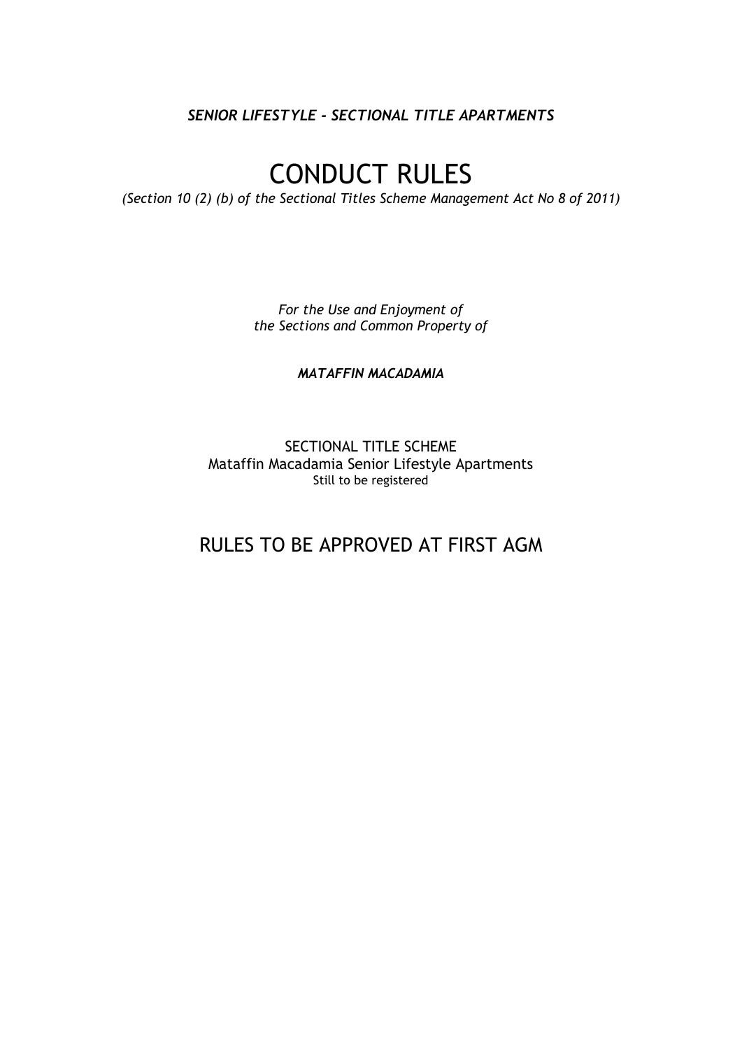***SENIOR LIFESTYLE – SECTIONAL TITLE APARTMENTS***

# CONDUCT RULES

*(Section 10 (2) (b) of the Sectional Titles Scheme Management Act No 8 of 2011)*

*For the Use and Enjoyment of*
*the Sections and Common Property of*

***MATAFFIN MACADAMIA***

SECTIONAL TITLE SCHEME
Mataffin Macadamia Senior Lifestyle Apartments
Still to be registered

## RULES TO BE APPROVED AT FIRST AGM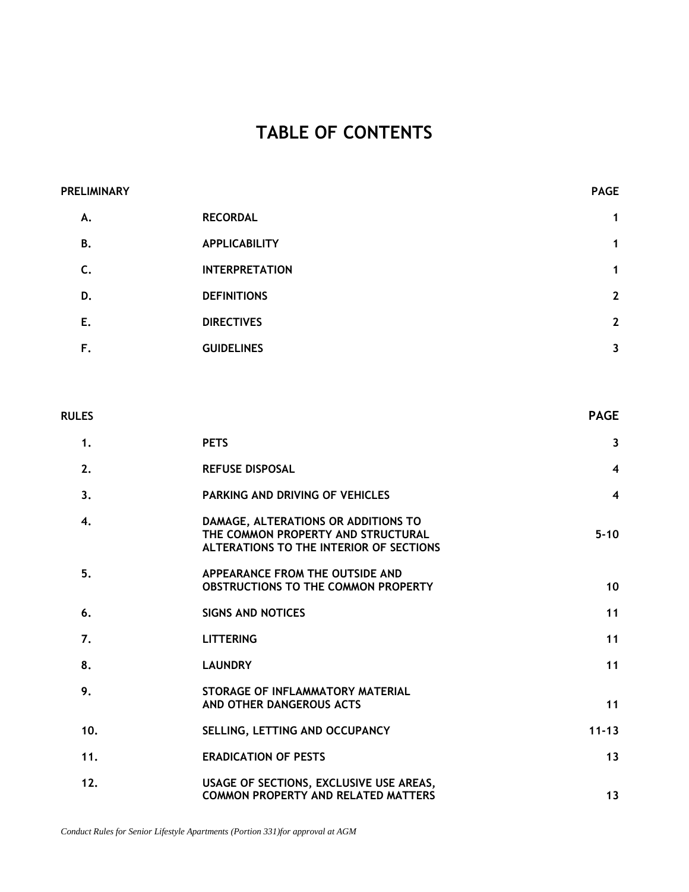# TABLE OF CONTENTS

| PRELIMINARY | | PAGE |
|---|---|---|
| A. | RECORDAL | 1 |
| B. | APPLICABILITY | 1 |
| C. | INTERPRETATION | 1 |
| D. | DEFINITIONS | 2 |
| E. | DIRECTIVES | 2 |
| F. | GUIDELINES | 3 |

| RULES | | PAGE |
|---|---|---|
| 1. | PETS | 3 |
| 2. | REFUSE DISPOSAL | 4 |
| 3. | PARKING AND DRIVING OF VEHICLES | 4 |
| 4. | DAMAGE, ALTERATIONS OR ADDITIONS TO THE COMMON PROPERTY AND STRUCTURAL ALTERATIONS TO THE INTERIOR OF SECTIONS | 5-10 |
| 5. | APPEARANCE FROM THE OUTSIDE AND OBSTRUCTIONS TO THE COMMON PROPERTY | 10 |
| 6. | SIGNS AND NOTICES | 11 |
| 7. | LITTERING | 11 |
| 8. | LAUNDRY | 11 |
| 9. | STORAGE OF INFLAMMATORY MATERIAL AND OTHER DANGEROUS ACTS | 11 |
| 10. | SELLING, LETTING AND OCCUPANCY | 11-13 |
| 11. | ERADICATION OF PESTS | 13 |
| 12. | USAGE OF SECTIONS, EXCLUSIVE USE AREAS, COMMON PROPERTY AND RELATED MATTERS | 13 |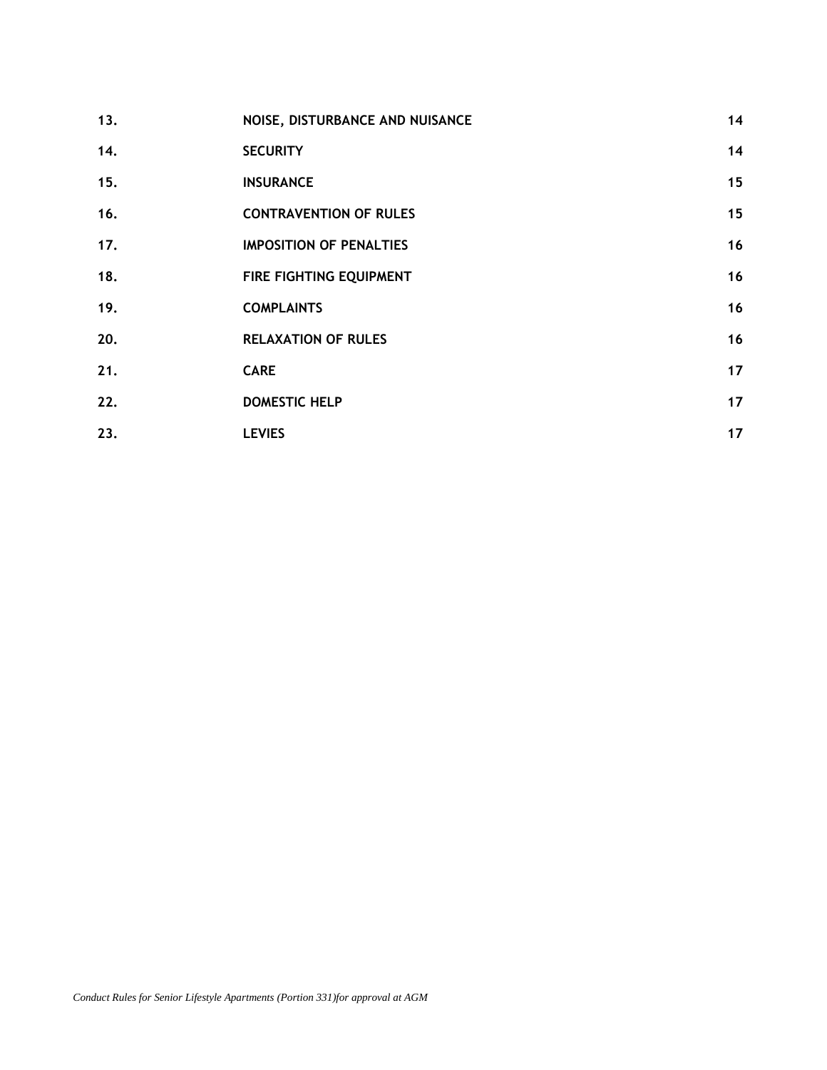| | | |
|---|---|---|
| **13.** | **NOISE, DISTURBANCE AND NUISANCE** | **14** |
| **14.** | **SECURITY** | **14** |
| **15.** | **INSURANCE** | **15** |
| **16.** | **CONTRAVENTION OF RULES** | **15** |
| **17.** | **IMPOSITION OF PENALTIES** | **16** |
| **18.** | **FIRE FIGHTING EQUIPMENT** | **16** |
| **19.** | **COMPLAINTS** | **16** |
| **20.** | **RELAXATION OF RULES** | **16** |
| **21.** | **CARE** | **17** |
| **22.** | **DOMESTIC HELP** | **17** |
| **23.** | **LEVIES** | **17** |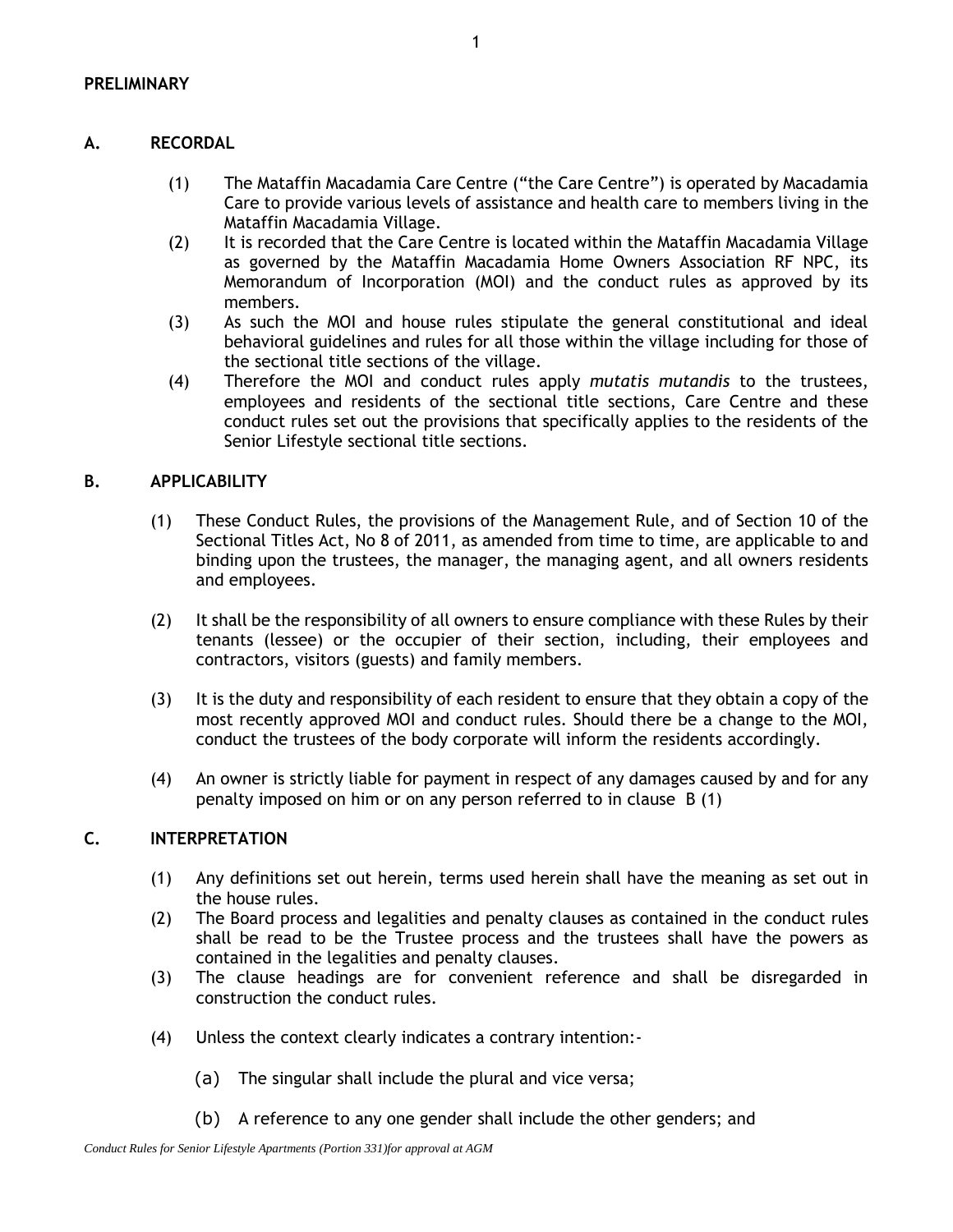## PRELIMINARY

### A. RECORDAL

(1) The Mataffin Macadamia Care Centre ("the Care Centre") is operated by Macadamia Care to provide various levels of assistance and health care to members living in the Mataffin Macadamia Village.

(2) It is recorded that the Care Centre is located within the Mataffin Macadamia Village as governed by the Mataffin Macadamia Home Owners Association RF NPC, its Memorandum of Incorporation (MOI) and the conduct rules as approved by its members.

(3) As such the MOI and house rules stipulate the general constitutional and ideal behavioral guidelines and rules for all those within the village including for those of the sectional title sections of the village.

(4) Therefore the MOI and conduct rules apply *mutatis mutandis* to the trustees, employees and residents of the sectional title sections, Care Centre and these conduct rules set out the provisions that specifically applies to the residents of the Senior Lifestyle sectional title sections.

### B. APPLICABILITY

(1) These Conduct Rules, the provisions of the Management Rule, and of Section 10 of the Sectional Titles Act, No 8 of 2011, as amended from time to time, are applicable to and binding upon the trustees, the manager, the managing agent, and all owners residents and employees.

(2) It shall be the responsibility of all owners to ensure compliance with these Rules by their tenants (lessee) or the occupier of their section, including, their employees and contractors, visitors (guests) and family members.

(3) It is the duty and responsibility of each resident to ensure that they obtain a copy of the most recently approved MOI and conduct rules. Should there be a change to the MOI, conduct the trustees of the body corporate will inform the residents accordingly.

(4) An owner is strictly liable for payment in respect of any damages caused by and for any penalty imposed on him or on any person referred to in clause B (1)

### C. INTERPRETATION

(1) Any definitions set out herein, terms used herein shall have the meaning as set out in the house rules.

(2) The Board process and legalities and penalty clauses as contained in the conduct rules shall be read to be the Trustee process and the trustees shall have the powers as contained in the legalities and penalty clauses.

(3) The clause headings are for convenient reference and shall be disregarded in construction the conduct rules.

(4) Unless the context clearly indicates a contrary intention:-

(a) The singular shall include the plural and vice versa;

(b) A reference to any one gender shall include the other genders; and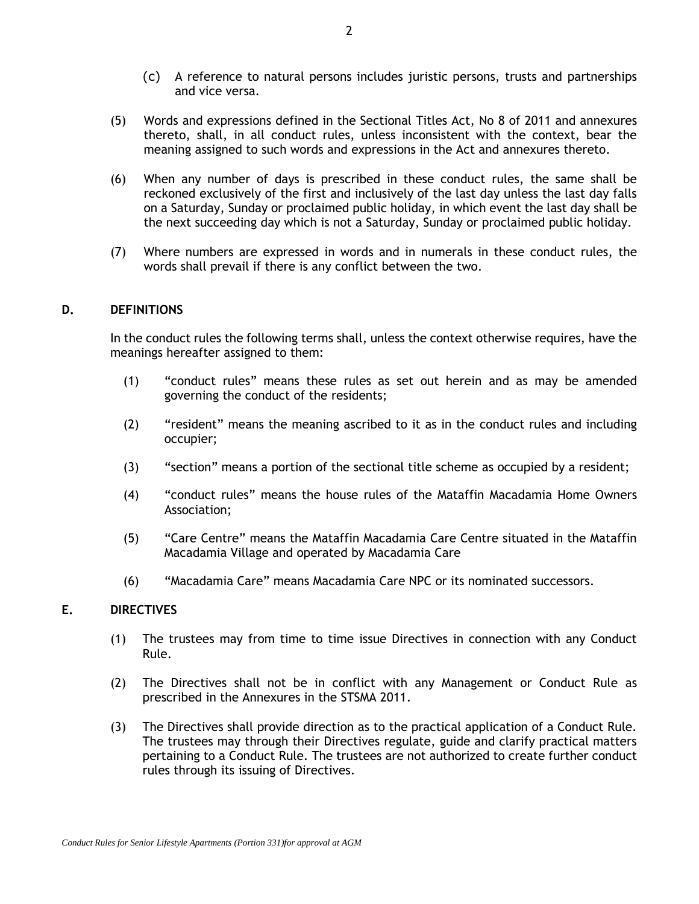(c) A reference to natural persons includes juristic persons, trusts and partnerships and vice versa.

(5) Words and expressions defined in the Sectional Titles Act, No 8 of 2011 and annexures thereto, shall, in all conduct rules, unless inconsistent with the context, bear the meaning assigned to such words and expressions in the Act and annexures thereto.

(6) When any number of days is prescribed in these conduct rules, the same shall be reckoned exclusively of the first and inclusively of the last day unless the last day falls on a Saturday, Sunday or proclaimed public holiday, in which event the last day shall be the next succeeding day which is not a Saturday, Sunday or proclaimed public holiday.

(7) Where numbers are expressed in words and in numerals in these conduct rules, the words shall prevail if there is any conflict between the two.

## D. DEFINITIONS

In the conduct rules the following terms shall, unless the context otherwise requires, have the meanings hereafter assigned to them:

(1) "conduct rules" means these rules as set out herein and as may be amended governing the conduct of the residents;

(2) "resident" means the meaning ascribed to it as in the conduct rules and including occupier;

(3) "section" means a portion of the sectional title scheme as occupied by a resident;

(4) "conduct rules" means the house rules of the Mataffin Macadamia Home Owners Association;

(5) "Care Centre" means the Mataffin Macadamia Care Centre situated in the Mataffin Macadamia Village and operated by Macadamia Care

(6) "Macadamia Care" means Macadamia Care NPC or its nominated successors.

## E. DIRECTIVES

(1) The trustees may from time to time issue Directives in connection with any Conduct Rule.

(2) The Directives shall not be in conflict with any Management or Conduct Rule as prescribed in the Annexures in the STSMA 2011.

(3) The Directives shall provide direction as to the practical application of a Conduct Rule. The trustees may through their Directives regulate, guide and clarify practical matters pertaining to a Conduct Rule. The trustees are not authorized to create further conduct rules through its issuing of Directives.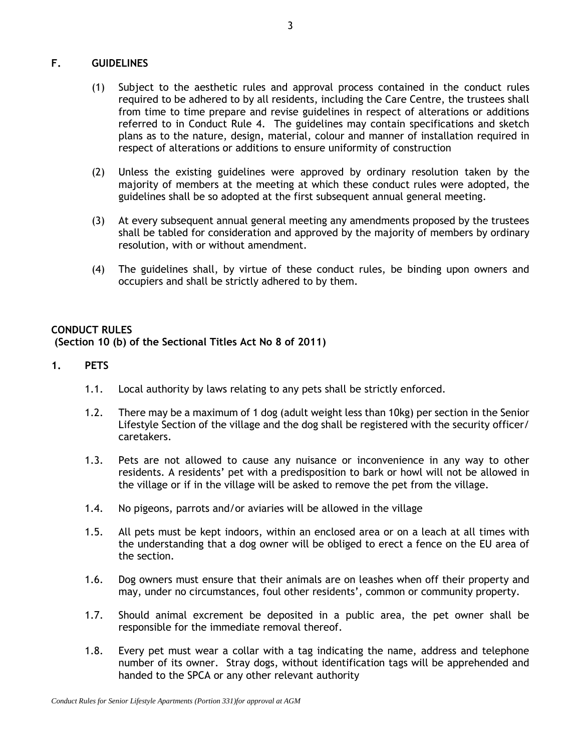## F. GUIDELINES

(1) Subject to the aesthetic rules and approval process contained in the conduct rules required to be adhered to by all residents, including the Care Centre, the trustees shall from time to time prepare and revise guidelines in respect of alterations or additions referred to in Conduct Rule 4. The guidelines may contain specifications and sketch plans as to the nature, design, material, colour and manner of installation required in respect of alterations or additions to ensure uniformity of construction

(2) Unless the existing guidelines were approved by ordinary resolution taken by the majority of members at the meeting at which these conduct rules were adopted, the guidelines shall be so adopted at the first subsequent annual general meeting.

(3) At every subsequent annual general meeting any amendments proposed by the trustees shall be tabled for consideration and approved by the majority of members by ordinary resolution, with or without amendment.

(4) The guidelines shall, by virtue of these conduct rules, be binding upon owners and occupiers and shall be strictly adhered to by them.

## CONDUCT RULES
**(Section 10 (b) of the Sectional Titles Act No 8 of 2011)**

### 1. PETS

1.1. Local authority by laws relating to any pets shall be strictly enforced.

1.2. There may be a maximum of 1 dog (adult weight less than 10kg) per section in the Senior Lifestyle Section of the village and the dog shall be registered with the security officer/ caretakers.

1.3. Pets are not allowed to cause any nuisance or inconvenience in any way to other residents. A residents' pet with a predisposition to bark or howl will not be allowed in the village or if in the village will be asked to remove the pet from the village.

1.4. No pigeons, parrots and/or aviaries will be allowed in the village

1.5. All pets must be kept indoors, within an enclosed area or on a leach at all times with the understanding that a dog owner will be obliged to erect a fence on the EU area of the section.

1.6. Dog owners must ensure that their animals are on leashes when off their property and may, under no circumstances, foul other residents', common or community property.

1.7. Should animal excrement be deposited in a public area, the pet owner shall be responsible for the immediate removal thereof.

1.8. Every pet must wear a collar with a tag indicating the name, address and telephone number of its owner. Stray dogs, without identification tags will be apprehended and handed to the SPCA or any other relevant authority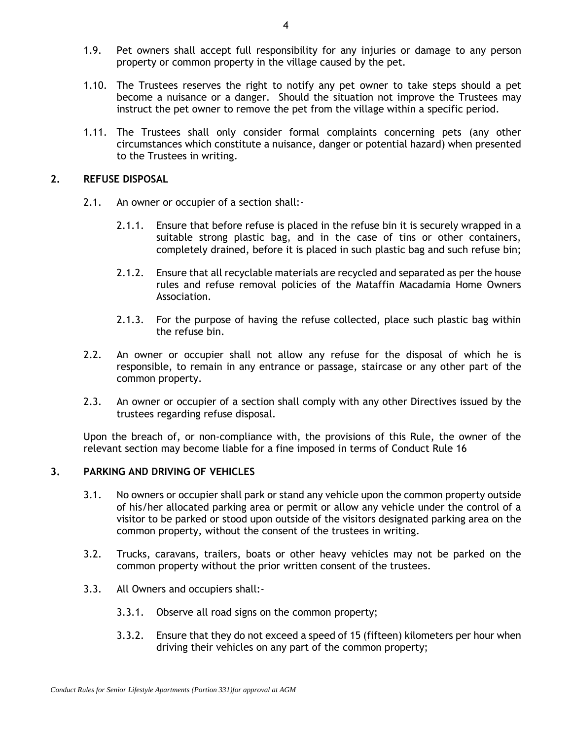1.9. Pet owners shall accept full responsibility for any injuries or damage to any person property or common property in the village caused by the pet.

1.10. The Trustees reserves the right to notify any pet owner to take steps should a pet become a nuisance or a danger. Should the situation not improve the Trustees may instruct the pet owner to remove the pet from the village within a specific period.

1.11. The Trustees shall only consider formal complaints concerning pets (any other circumstances which constitute a nuisance, danger or potential hazard) when presented to the Trustees in writing.

## 2. REFUSE DISPOSAL

2.1. An owner or occupier of a section shall:-

2.1.1. Ensure that before refuse is placed in the refuse bin it is securely wrapped in a suitable strong plastic bag, and in the case of tins or other containers, completely drained, before it is placed in such plastic bag and such refuse bin;

2.1.2. Ensure that all recyclable materials are recycled and separated as per the house rules and refuse removal policies of the Mataffin Macadamia Home Owners Association.

2.1.3. For the purpose of having the refuse collected, place such plastic bag within the refuse bin.

2.2. An owner or occupier shall not allow any refuse for the disposal of which he is responsible, to remain in any entrance or passage, staircase or any other part of the common property.

2.3. An owner or occupier of a section shall comply with any other Directives issued by the trustees regarding refuse disposal.

Upon the breach of, or non-compliance with, the provisions of this Rule, the owner of the relevant section may become liable for a fine imposed in terms of Conduct Rule 16

## 3. PARKING AND DRIVING OF VEHICLES

3.1. No owners or occupier shall park or stand any vehicle upon the common property outside of his/her allocated parking area or permit or allow any vehicle under the control of a visitor to be parked or stood upon outside of the visitors designated parking area on the common property, without the consent of the trustees in writing.

3.2. Trucks, caravans, trailers, boats or other heavy vehicles may not be parked on the common property without the prior written consent of the trustees.

3.3. All Owners and occupiers shall:-

3.3.1. Observe all road signs on the common property;

3.3.2. Ensure that they do not exceed a speed of 15 (fifteen) kilometers per hour when driving their vehicles on any part of the common property;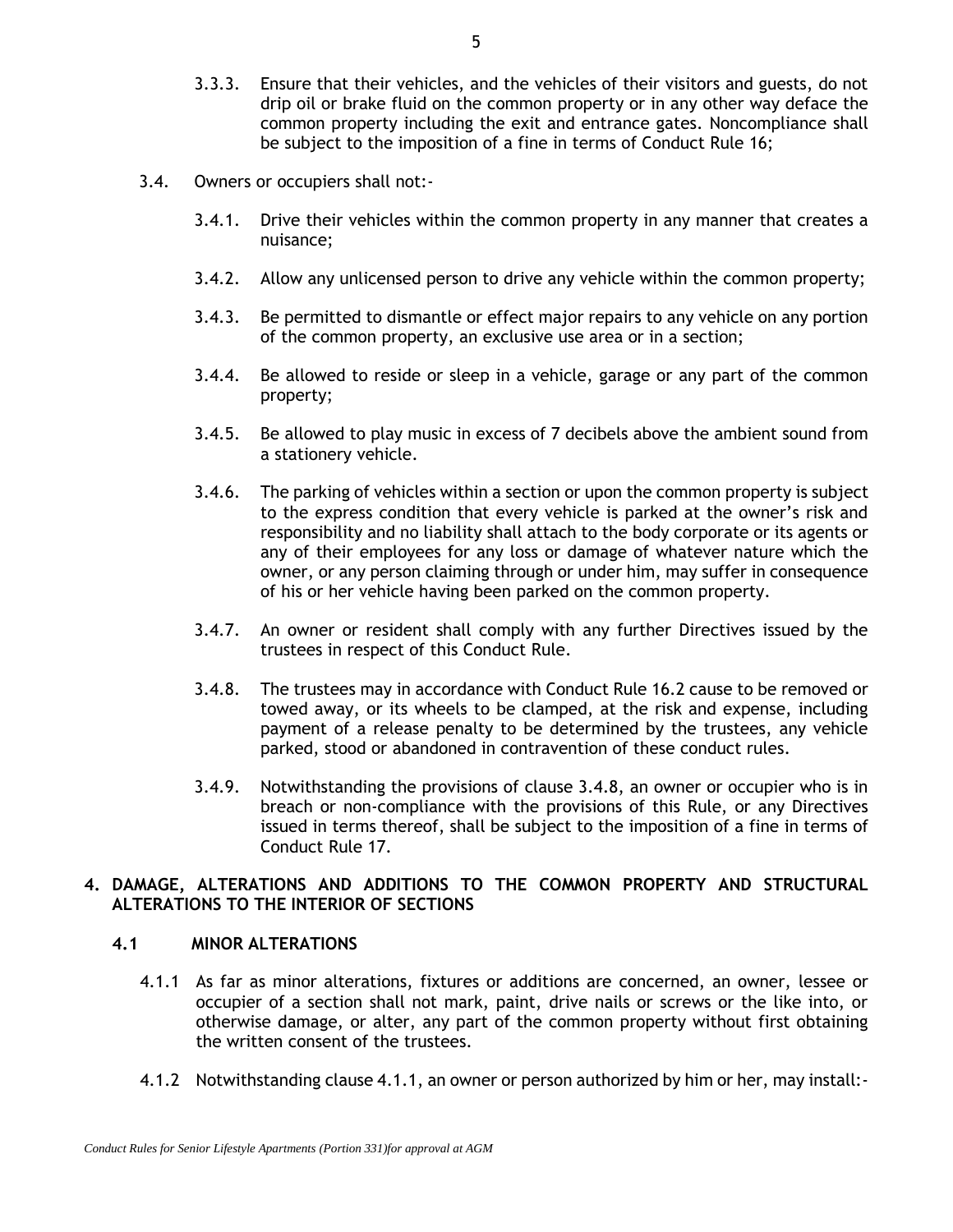3.3.3. Ensure that their vehicles, and the vehicles of their visitors and guests, do not drip oil or brake fluid on the common property or in any other way deface the common property including the exit and entrance gates. Noncompliance shall be subject to the imposition of a fine in terms of Conduct Rule 16;

3.4. Owners or occupiers shall not:-

3.4.1. Drive their vehicles within the common property in any manner that creates a nuisance;

3.4.2. Allow any unlicensed person to drive any vehicle within the common property;

3.4.3. Be permitted to dismantle or effect major repairs to any vehicle on any portion of the common property, an exclusive use area or in a section;

3.4.4. Be allowed to reside or sleep in a vehicle, garage or any part of the common property;

3.4.5. Be allowed to play music in excess of 7 decibels above the ambient sound from a stationery vehicle.

3.4.6. The parking of vehicles within a section or upon the common property is subject to the express condition that every vehicle is parked at the owner's risk and responsibility and no liability shall attach to the body corporate or its agents or any of their employees for any loss or damage of whatever nature which the owner, or any person claiming through or under him, may suffer in consequence of his or her vehicle having been parked on the common property.

3.4.7. An owner or resident shall comply with any further Directives issued by the trustees in respect of this Conduct Rule.

3.4.8. The trustees may in accordance with Conduct Rule 16.2 cause to be removed or towed away, or its wheels to be clamped, at the risk and expense, including payment of a release penalty to be determined by the trustees, any vehicle parked, stood or abandoned in contravention of these conduct rules.

3.4.9. Notwithstanding the provisions of clause 3.4.8, an owner or occupier who is in breach or non-compliance with the provisions of this Rule, or any Directives issued in terms thereof, shall be subject to the imposition of a fine in terms of Conduct Rule 17.

## 4. DAMAGE, ALTERATIONS AND ADDITIONS TO THE COMMON PROPERTY AND STRUCTURAL ALTERATIONS TO THE INTERIOR OF SECTIONS

### 4.1 MINOR ALTERATIONS

4.1.1 As far as minor alterations, fixtures or additions are concerned, an owner, lessee or occupier of a section shall not mark, paint, drive nails or screws or the like into, or otherwise damage, or alter, any part of the common property without first obtaining the written consent of the trustees.

4.1.2 Notwithstanding clause 4.1.1, an owner or person authorized by him or her, may install:-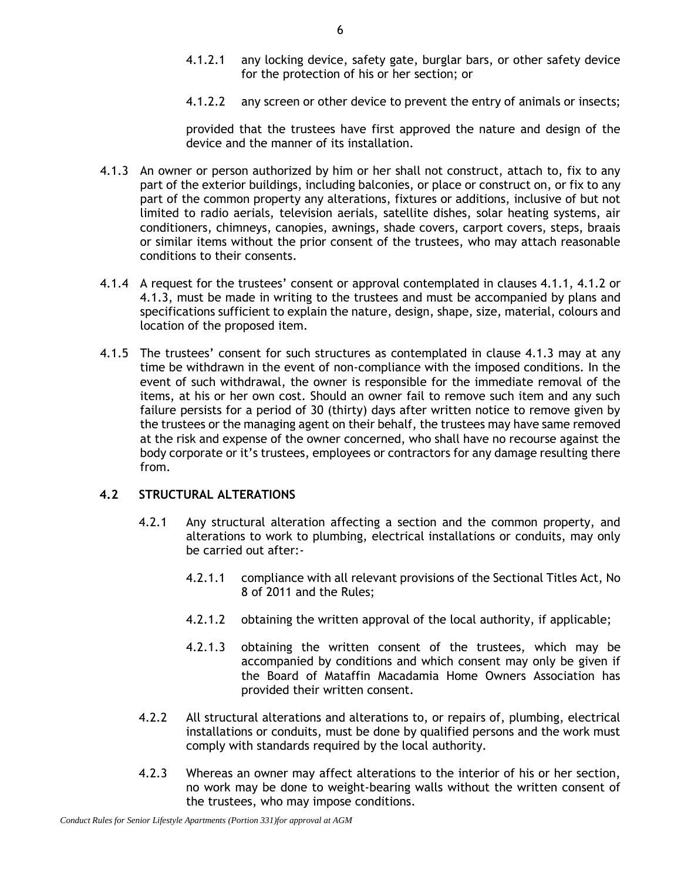4.1.2.1 any locking device, safety gate, burglar bars, or other safety device for the protection of his or her section; or

4.1.2.2 any screen or other device to prevent the entry of animals or insects;

provided that the trustees have first approved the nature and design of the device and the manner of its installation.

4.1.3 An owner or person authorized by him or her shall not construct, attach to, fix to any part of the exterior buildings, including balconies, or place or construct on, or fix to any part of the common property any alterations, fixtures or additions, inclusive of but not limited to radio aerials, television aerials, satellite dishes, solar heating systems, air conditioners, chimneys, canopies, awnings, shade covers, carport covers, steps, braais or similar items without the prior consent of the trustees, who may attach reasonable conditions to their consents.

4.1.4 A request for the trustees' consent or approval contemplated in clauses 4.1.1, 4.1.2 or 4.1.3, must be made in writing to the trustees and must be accompanied by plans and specifications sufficient to explain the nature, design, shape, size, material, colours and location of the proposed item.

4.1.5 The trustees' consent for such structures as contemplated in clause 4.1.3 may at any time be withdrawn in the event of non-compliance with the imposed conditions. In the event of such withdrawal, the owner is responsible for the immediate removal of the items, at his or her own cost. Should an owner fail to remove such item and any such failure persists for a period of 30 (thirty) days after written notice to remove given by the trustees or the managing agent on their behalf, the trustees may have same removed at the risk and expense of the owner concerned, who shall have no recourse against the body corporate or it's trustees, employees or contractors for any damage resulting there from.

### 4.2 STRUCTURAL ALTERATIONS

4.2.1 Any structural alteration affecting a section and the common property, and alterations to work to plumbing, electrical installations or conduits, may only be carried out after:-

4.2.1.1 compliance with all relevant provisions of the Sectional Titles Act, No 8 of 2011 and the Rules;

4.2.1.2 obtaining the written approval of the local authority, if applicable;

4.2.1.3 obtaining the written consent of the trustees, which may be accompanied by conditions and which consent may only be given if the Board of Mataffin Macadamia Home Owners Association has provided their written consent.

4.2.2 All structural alterations and alterations to, or repairs of, plumbing, electrical installations or conduits, must be done by qualified persons and the work must comply with standards required by the local authority.

4.2.3 Whereas an owner may affect alterations to the interior of his or her section, no work may be done to weight-bearing walls without the written consent of the trustees, who may impose conditions.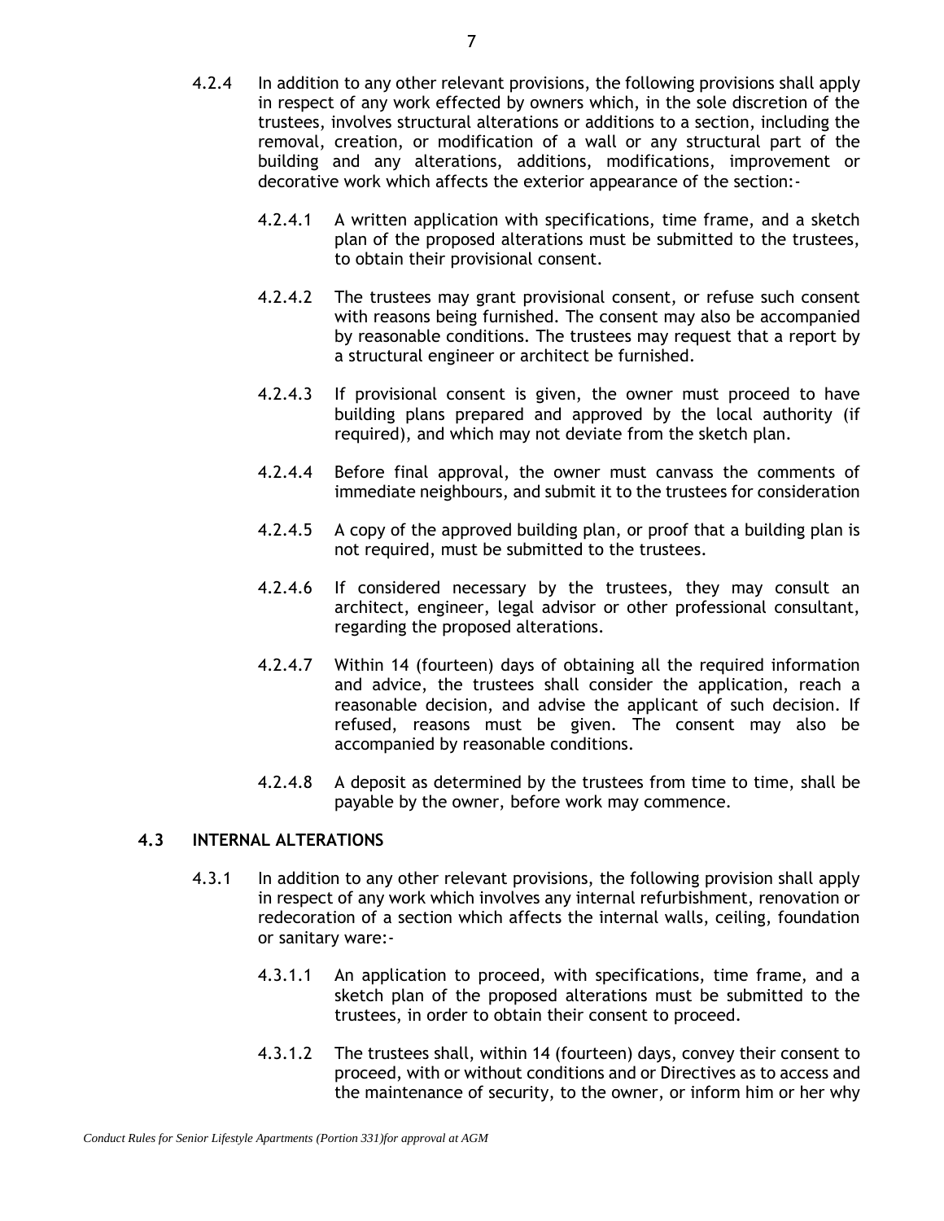4.2.4 In addition to any other relevant provisions, the following provisions shall apply in respect of any work effected by owners which, in the sole discretion of the trustees, involves structural alterations or additions to a section, including the removal, creation, or modification of a wall or any structural part of the building and any alterations, additions, modifications, improvement or decorative work which affects the exterior appearance of the section:-

4.2.4.1 A written application with specifications, time frame, and a sketch plan of the proposed alterations must be submitted to the trustees, to obtain their provisional consent.

4.2.4.2 The trustees may grant provisional consent, or refuse such consent with reasons being furnished. The consent may also be accompanied by reasonable conditions. The trustees may request that a report by a structural engineer or architect be furnished.

4.2.4.3 If provisional consent is given, the owner must proceed to have building plans prepared and approved by the local authority (if required), and which may not deviate from the sketch plan.

4.2.4.4 Before final approval, the owner must canvass the comments of immediate neighbours, and submit it to the trustees for consideration

4.2.4.5 A copy of the approved building plan, or proof that a building plan is not required, must be submitted to the trustees.

4.2.4.6 If considered necessary by the trustees, they may consult an architect, engineer, legal advisor or other professional consultant, regarding the proposed alterations.

4.2.4.7 Within 14 (fourteen) days of obtaining all the required information and advice, the trustees shall consider the application, reach a reasonable decision, and advise the applicant of such decision. If refused, reasons must be given. The consent may also be accompanied by reasonable conditions.

4.2.4.8 A deposit as determined by the trustees from time to time, shall be payable by the owner, before work may commence.

### 4.3 INTERNAL ALTERATIONS

4.3.1 In addition to any other relevant provisions, the following provision shall apply in respect of any work which involves any internal refurbishment, renovation or redecoration of a section which affects the internal walls, ceiling, foundation or sanitary ware:-

4.3.1.1 An application to proceed, with specifications, time frame, and a sketch plan of the proposed alterations must be submitted to the trustees, in order to obtain their consent to proceed.

4.3.1.2 The trustees shall, within 14 (fourteen) days, convey their consent to proceed, with or without conditions and or Directives as to access and the maintenance of security, to the owner, or inform him or her why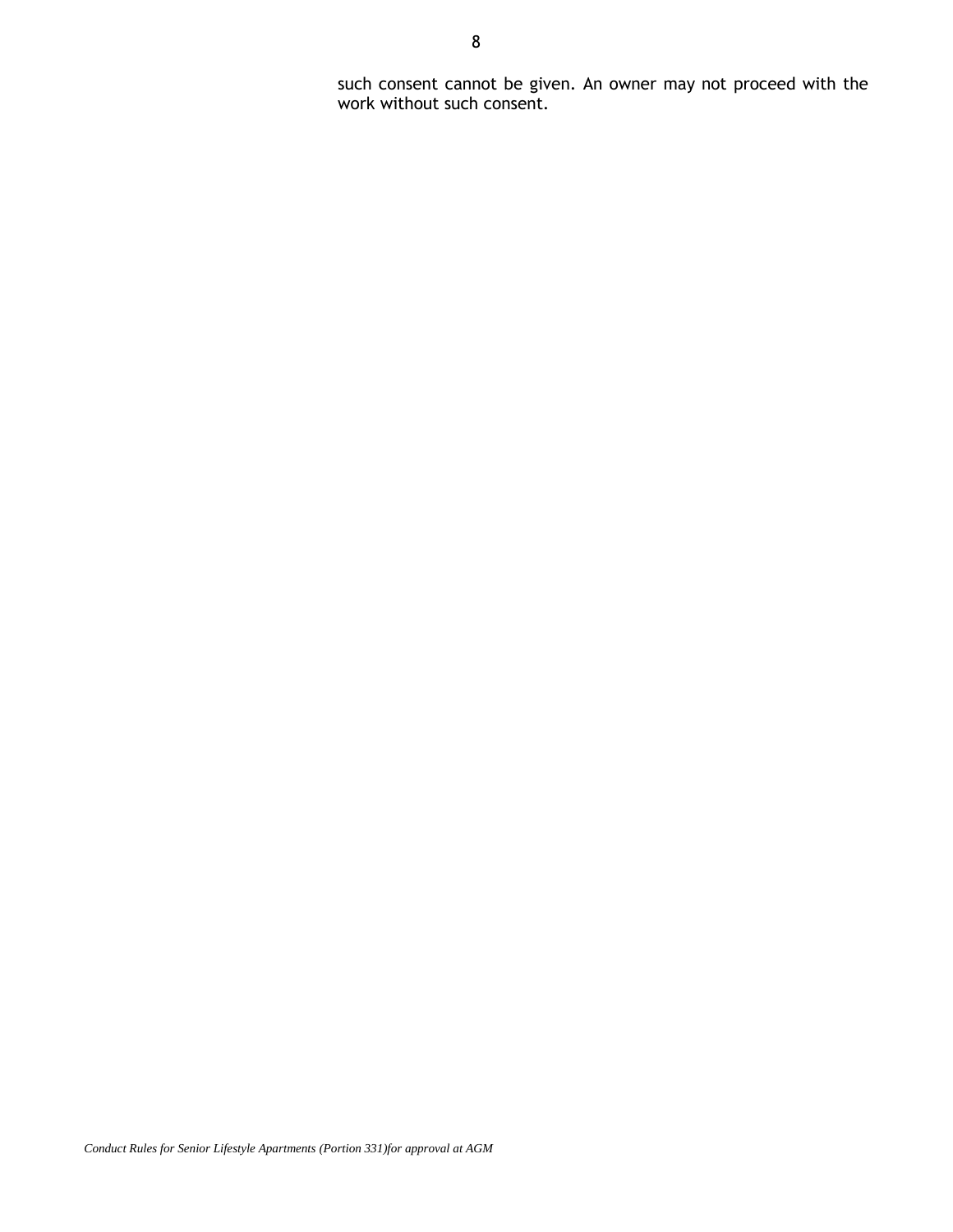such consent cannot be given. An owner may not proceed with the work without such consent.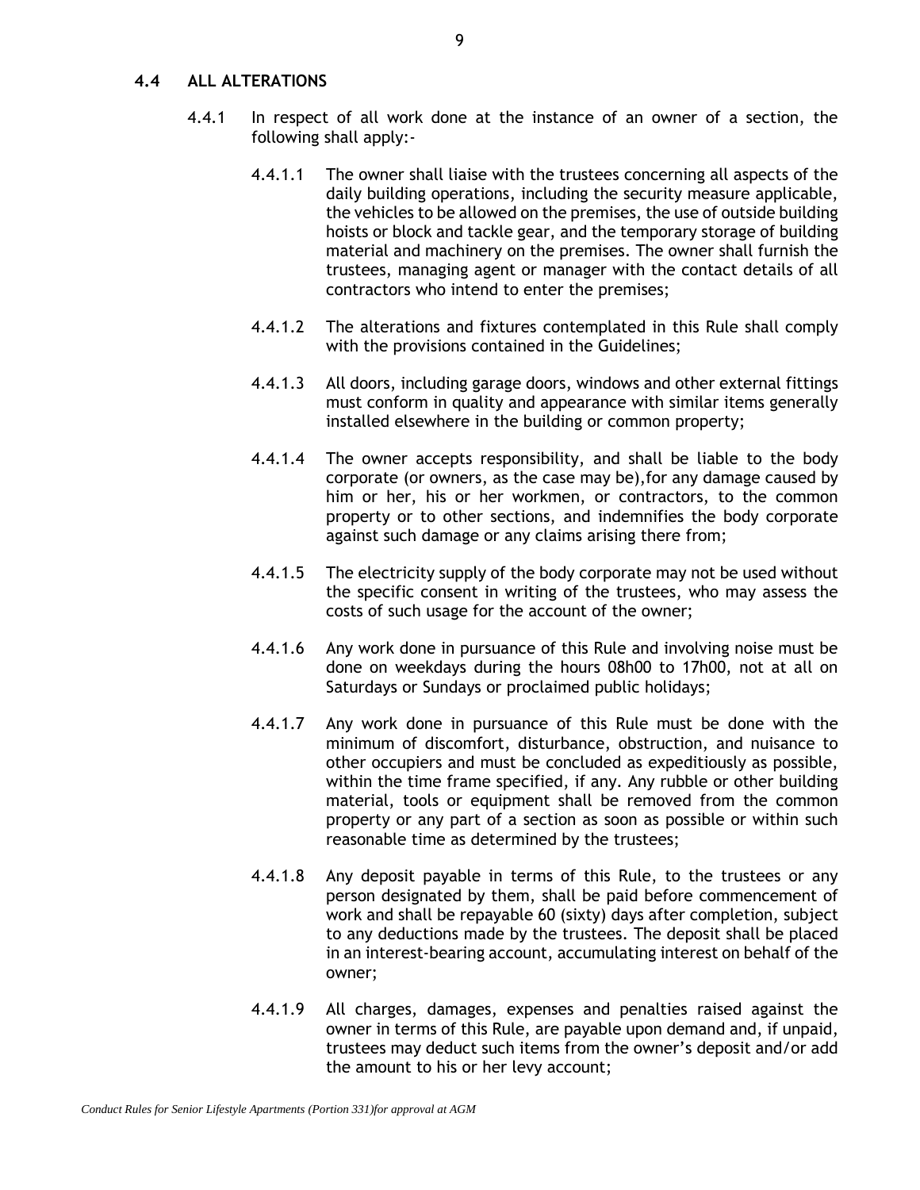### 4.4 ALL ALTERATIONS

4.4.1 In respect of all work done at the instance of an owner of a section, the following shall apply:-

4.4.1.1 The owner shall liaise with the trustees concerning all aspects of the daily building operations, including the security measure applicable, the vehicles to be allowed on the premises, the use of outside building hoists or block and tackle gear, and the temporary storage of building material and machinery on the premises. The owner shall furnish the trustees, managing agent or manager with the contact details of all contractors who intend to enter the premises;

4.4.1.2 The alterations and fixtures contemplated in this Rule shall comply with the provisions contained in the Guidelines;

4.4.1.3 All doors, including garage doors, windows and other external fittings must conform in quality and appearance with similar items generally installed elsewhere in the building or common property;

4.4.1.4 The owner accepts responsibility, and shall be liable to the body corporate (or owners, as the case may be),for any damage caused by him or her, his or her workmen, or contractors, to the common property or to other sections, and indemnifies the body corporate against such damage or any claims arising there from;

4.4.1.5 The electricity supply of the body corporate may not be used without the specific consent in writing of the trustees, who may assess the costs of such usage for the account of the owner;

4.4.1.6 Any work done in pursuance of this Rule and involving noise must be done on weekdays during the hours 08h00 to 17h00, not at all on Saturdays or Sundays or proclaimed public holidays;

4.4.1.7 Any work done in pursuance of this Rule must be done with the minimum of discomfort, disturbance, obstruction, and nuisance to other occupiers and must be concluded as expeditiously as possible, within the time frame specified, if any. Any rubble or other building material, tools or equipment shall be removed from the common property or any part of a section as soon as possible or within such reasonable time as determined by the trustees;

4.4.1.8 Any deposit payable in terms of this Rule, to the trustees or any person designated by them, shall be paid before commencement of work and shall be repayable 60 (sixty) days after completion, subject to any deductions made by the trustees. The deposit shall be placed in an interest-bearing account, accumulating interest on behalf of the owner;

4.4.1.9 All charges, damages, expenses and penalties raised against the owner in terms of this Rule, are payable upon demand and, if unpaid, trustees may deduct such items from the owner's deposit and/or add the amount to his or her levy account;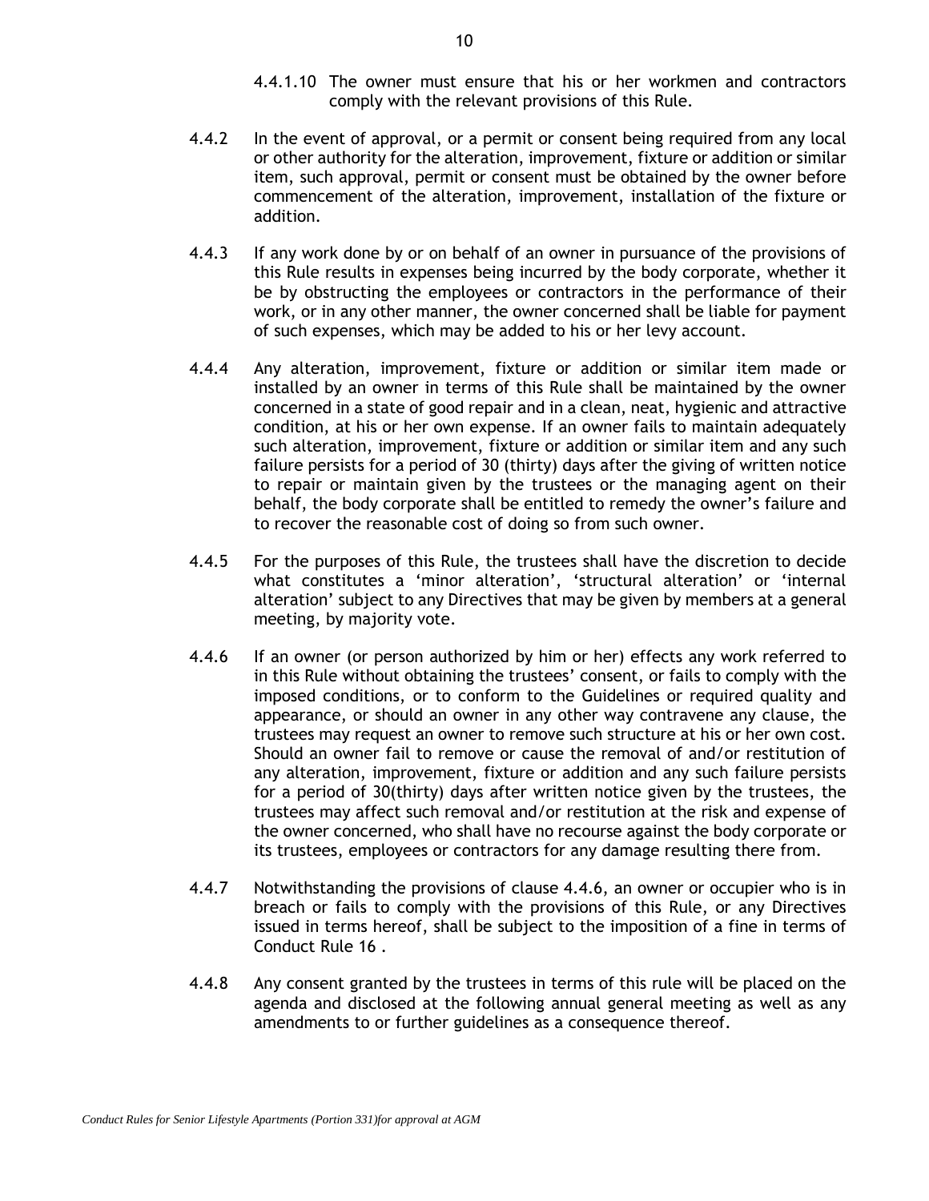4.4.1.10 The owner must ensure that his or her workmen and contractors comply with the relevant provisions of this Rule.

4.4.2 In the event of approval, or a permit or consent being required from any local or other authority for the alteration, improvement, fixture or addition or similar item, such approval, permit or consent must be obtained by the owner before commencement of the alteration, improvement, installation of the fixture or addition.

4.4.3 If any work done by or on behalf of an owner in pursuance of the provisions of this Rule results in expenses being incurred by the body corporate, whether it be by obstructing the employees or contractors in the performance of their work, or in any other manner, the owner concerned shall be liable for payment of such expenses, which may be added to his or her levy account.

4.4.4 Any alteration, improvement, fixture or addition or similar item made or installed by an owner in terms of this Rule shall be maintained by the owner concerned in a state of good repair and in a clean, neat, hygienic and attractive condition, at his or her own expense. If an owner fails to maintain adequately such alteration, improvement, fixture or addition or similar item and any such failure persists for a period of 30 (thirty) days after the giving of written notice to repair or maintain given by the trustees or the managing agent on their behalf, the body corporate shall be entitled to remedy the owner's failure and to recover the reasonable cost of doing so from such owner.

4.4.5 For the purposes of this Rule, the trustees shall have the discretion to decide what constitutes a 'minor alteration', 'structural alteration' or 'internal alteration' subject to any Directives that may be given by members at a general meeting, by majority vote.

4.4.6 If an owner (or person authorized by him or her) effects any work referred to in this Rule without obtaining the trustees' consent, or fails to comply with the imposed conditions, or to conform to the Guidelines or required quality and appearance, or should an owner in any other way contravene any clause, the trustees may request an owner to remove such structure at his or her own cost. Should an owner fail to remove or cause the removal of and/or restitution of any alteration, improvement, fixture or addition and any such failure persists for a period of 30(thirty) days after written notice given by the trustees, the trustees may affect such removal and/or restitution at the risk and expense of the owner concerned, who shall have no recourse against the body corporate or its trustees, employees or contractors for any damage resulting there from.

4.4.7 Notwithstanding the provisions of clause 4.4.6, an owner or occupier who is in breach or fails to comply with the provisions of this Rule, or any Directives issued in terms hereof, shall be subject to the imposition of a fine in terms of Conduct Rule 16 .

4.4.8 Any consent granted by the trustees in terms of this rule will be placed on the agenda and disclosed at the following annual general meeting as well as any amendments to or further guidelines as a consequence thereof.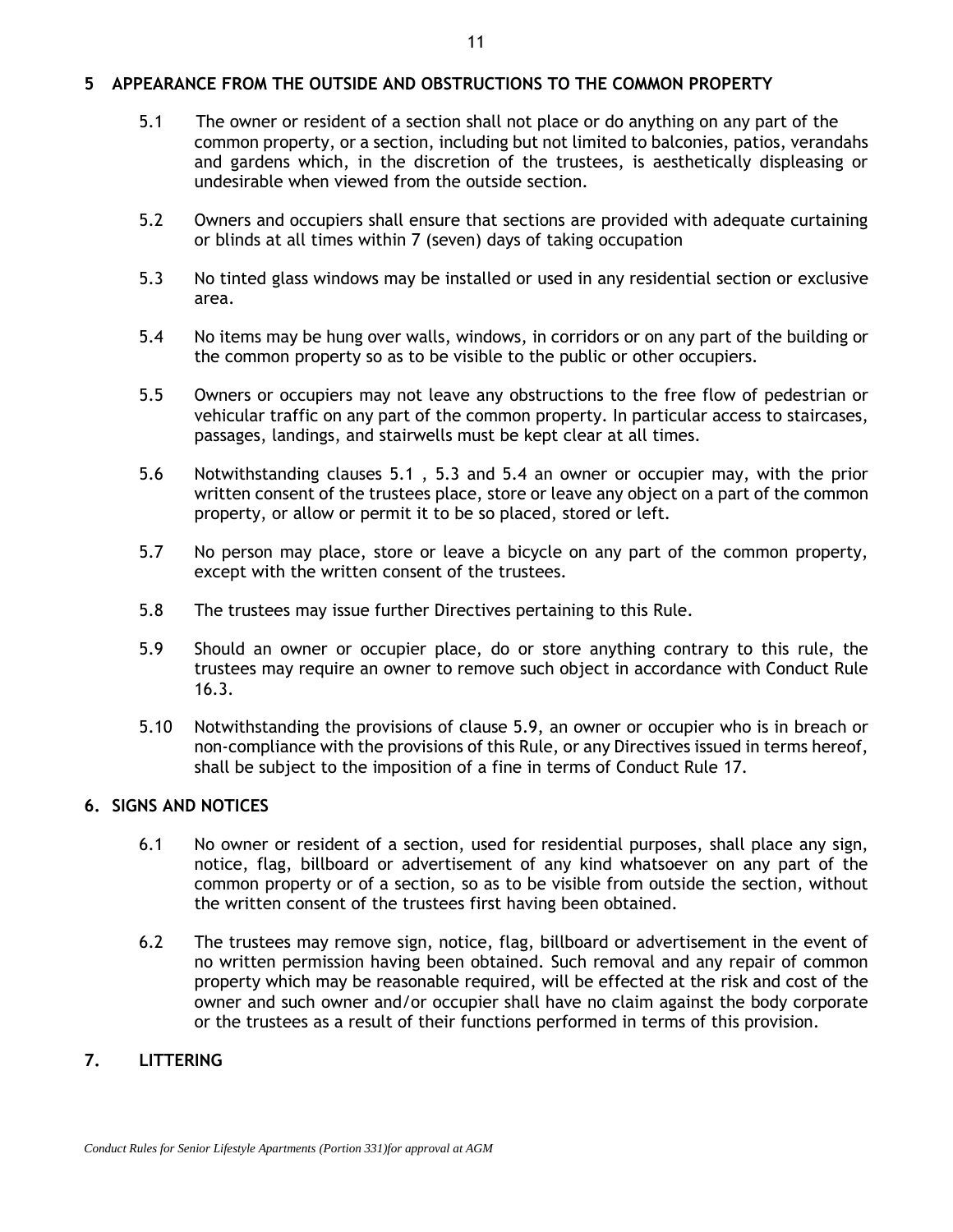## 5 APPEARANCE FROM THE OUTSIDE AND OBSTRUCTIONS TO THE COMMON PROPERTY

5.1 The owner or resident of a section shall not place or do anything on any part of the common property, or a section, including but not limited to balconies, patios, verandahs and gardens which, in the discretion of the trustees, is aesthetically displeasing or undesirable when viewed from the outside section.

5.2 Owners and occupiers shall ensure that sections are provided with adequate curtaining or blinds at all times within 7 (seven) days of taking occupation

5.3 No tinted glass windows may be installed or used in any residential section or exclusive area.

5.4 No items may be hung over walls, windows, in corridors or on any part of the building or the common property so as to be visible to the public or other occupiers.

5.5 Owners or occupiers may not leave any obstructions to the free flow of pedestrian or vehicular traffic on any part of the common property. In particular access to staircases, passages, landings, and stairwells must be kept clear at all times.

5.6 Notwithstanding clauses 5.1 , 5.3 and 5.4 an owner or occupier may, with the prior written consent of the trustees place, store or leave any object on a part of the common property, or allow or permit it to be so placed, stored or left.

5.7 No person may place, store or leave a bicycle on any part of the common property, except with the written consent of the trustees.

5.8 The trustees may issue further Directives pertaining to this Rule.

5.9 Should an owner or occupier place, do or store anything contrary to this rule, the trustees may require an owner to remove such object in accordance with Conduct Rule 16.3.

5.10 Notwithstanding the provisions of clause 5.9, an owner or occupier who is in breach or non-compliance with the provisions of this Rule, or any Directives issued in terms hereof, shall be subject to the imposition of a fine in terms of Conduct Rule 17.

## 6. SIGNS AND NOTICES

6.1 No owner or resident of a section, used for residential purposes, shall place any sign, notice, flag, billboard or advertisement of any kind whatsoever on any part of the common property or of a section, so as to be visible from outside the section, without the written consent of the trustees first having been obtained.

6.2 The trustees may remove sign, notice, flag, billboard or advertisement in the event of no written permission having been obtained. Such removal and any repair of common property which may be reasonable required, will be effected at the risk and cost of the owner and such owner and/or occupier shall have no claim against the body corporate or the trustees as a result of their functions performed in terms of this provision.

## 7. LITTERING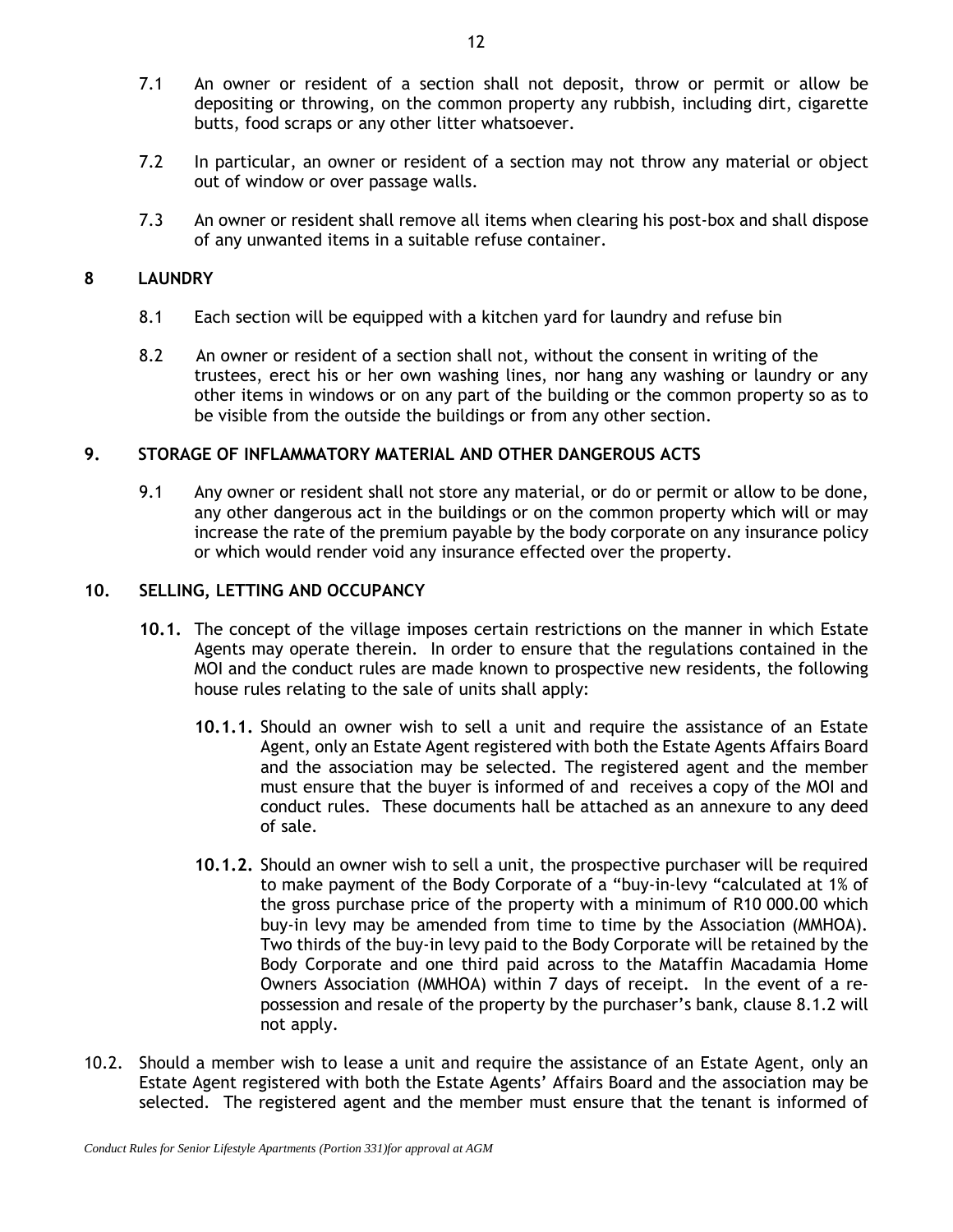7.1 An owner or resident of a section shall not deposit, throw or permit or allow be depositing or throwing, on the common property any rubbish, including dirt, cigarette butts, food scraps or any other litter whatsoever.

7.2 In particular, an owner or resident of a section may not throw any material or object out of window or over passage walls.

7.3 An owner or resident shall remove all items when clearing his post-box and shall dispose of any unwanted items in a suitable refuse container.

## 8 LAUNDRY

8.1 Each section will be equipped with a kitchen yard for laundry and refuse bin

8.2 An owner or resident of a section shall not, without the consent in writing of the trustees, erect his or her own washing lines, nor hang any washing or laundry or any other items in windows or on any part of the building or the common property so as to be visible from the outside the buildings or from any other section.

## 9. STORAGE OF INFLAMMATORY MATERIAL AND OTHER DANGEROUS ACTS

9.1 Any owner or resident shall not store any material, or do or permit or allow to be done, any other dangerous act in the buildings or on the common property which will or may increase the rate of the premium payable by the body corporate on any insurance policy or which would render void any insurance effected over the property.

## 10. SELLING, LETTING AND OCCUPANCY

**10.1.** The concept of the village imposes certain restrictions on the manner in which Estate Agents may operate therein. In order to ensure that the regulations contained in the MOI and the conduct rules are made known to prospective new residents, the following house rules relating to the sale of units shall apply:

**10.1.1.** Should an owner wish to sell a unit and require the assistance of an Estate Agent, only an Estate Agent registered with both the Estate Agents Affairs Board and the association may be selected. The registered agent and the member must ensure that the buyer is informed of and receives a copy of the MOI and conduct rules. These documents hall be attached as an annexure to any deed of sale.

**10.1.2.** Should an owner wish to sell a unit, the prospective purchaser will be required to make payment of the Body Corporate of a "buy-in-levy "calculated at 1% of the gross purchase price of the property with a minimum of R10 000.00 which buy-in levy may be amended from time to time by the Association (MMHOA). Two thirds of the buy-in levy paid to the Body Corporate will be retained by the Body Corporate and one third paid across to the Mataffin Macadamia Home Owners Association (MMHOA) within 7 days of receipt. In the event of a re-possession and resale of the property by the purchaser's bank, clause 8.1.2 will not apply.

10.2. Should a member wish to lease a unit and require the assistance of an Estate Agent, only an Estate Agent registered with both the Estate Agents' Affairs Board and the association may be selected. The registered agent and the member must ensure that the tenant is informed of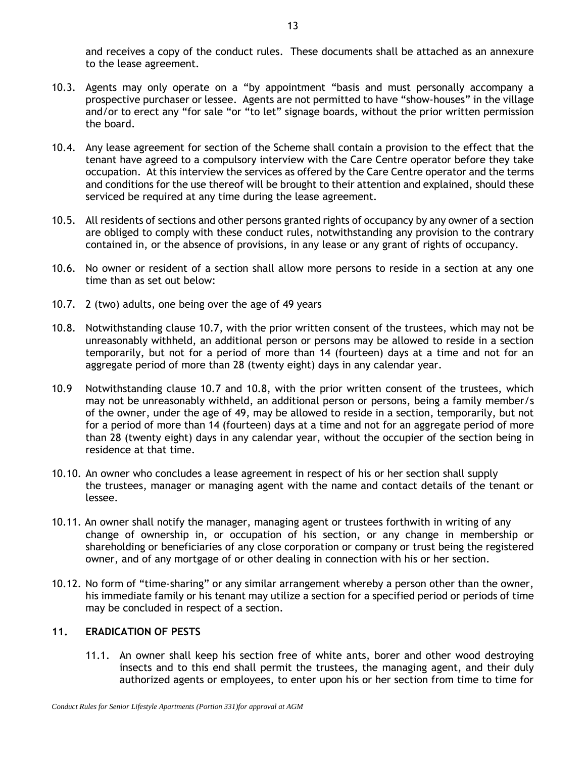and receives a copy of the conduct rules. These documents shall be attached as an annexure to the lease agreement.

10.3. Agents may only operate on a "by appointment "basis and must personally accompany a prospective purchaser or lessee. Agents are not permitted to have "show-houses" in the village and/or to erect any "for sale "or "to let" signage boards, without the prior written permission the board.

10.4. Any lease agreement for section of the Scheme shall contain a provision to the effect that the tenant have agreed to a compulsory interview with the Care Centre operator before they take occupation. At this interview the services as offered by the Care Centre operator and the terms and conditions for the use thereof will be brought to their attention and explained, should these serviced be required at any time during the lease agreement.

10.5. All residents of sections and other persons granted rights of occupancy by any owner of a section are obliged to comply with these conduct rules, notwithstanding any provision to the contrary contained in, or the absence of provisions, in any lease or any grant of rights of occupancy.

10.6. No owner or resident of a section shall allow more persons to reside in a section at any one time than as set out below:

10.7. 2 (two) adults, one being over the age of 49 years

10.8. Notwithstanding clause 10.7, with the prior written consent of the trustees, which may not be unreasonably withheld, an additional person or persons may be allowed to reside in a section temporarily, but not for a period of more than 14 (fourteen) days at a time and not for an aggregate period of more than 28 (twenty eight) days in any calendar year.

10.9 Notwithstanding clause 10.7 and 10.8, with the prior written consent of the trustees, which may not be unreasonably withheld, an additional person or persons, being a family member/s of the owner, under the age of 49, may be allowed to reside in a section, temporarily, but not for a period of more than 14 (fourteen) days at a time and not for an aggregate period of more than 28 (twenty eight) days in any calendar year, without the occupier of the section being in residence at that time.

10.10. An owner who concludes a lease agreement in respect of his or her section shall supply the trustees, manager or managing agent with the name and contact details of the tenant or lessee.

10.11. An owner shall notify the manager, managing agent or trustees forthwith in writing of any change of ownership in, or occupation of his section, or any change in membership or shareholding or beneficiaries of any close corporation or company or trust being the registered owner, and of any mortgage of or other dealing in connection with his or her section.

10.12. No form of "time-sharing" or any similar arrangement whereby a person other than the owner, his immediate family or his tenant may utilize a section for a specified period or periods of time may be concluded in respect of a section.

## 11. ERADICATION OF PESTS

11.1. An owner shall keep his section free of white ants, borer and other wood destroying insects and to this end shall permit the trustees, the managing agent, and their duly authorized agents or employees, to enter upon his or her section from time to time for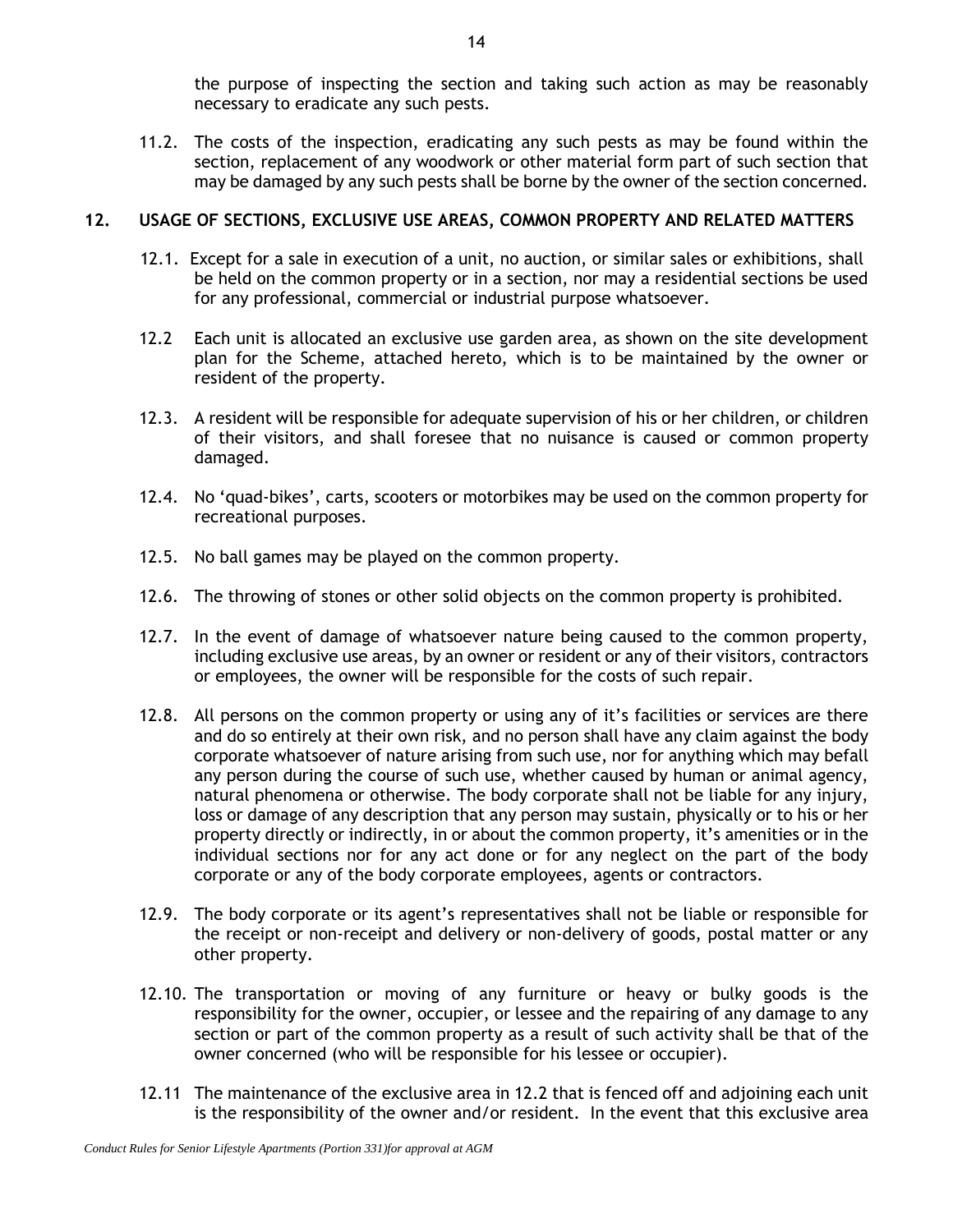the purpose of inspecting the section and taking such action as may be reasonably necessary to eradicate any such pests.

11.2. The costs of the inspection, eradicating any such pests as may be found within the section, replacement of any woodwork or other material form part of such section that may be damaged by any such pests shall be borne by the owner of the section concerned.

## 12. USAGE OF SECTIONS, EXCLUSIVE USE AREAS, COMMON PROPERTY AND RELATED MATTERS

12.1. Except for a sale in execution of a unit, no auction, or similar sales or exhibitions, shall be held on the common property or in a section, nor may a residential sections be used for any professional, commercial or industrial purpose whatsoever.

12.2 Each unit is allocated an exclusive use garden area, as shown on the site development plan for the Scheme, attached hereto, which is to be maintained by the owner or resident of the property.

12.3. A resident will be responsible for adequate supervision of his or her children, or children of their visitors, and shall foresee that no nuisance is caused or common property damaged.

12.4. No 'quad-bikes', carts, scooters or motorbikes may be used on the common property for recreational purposes.

12.5. No ball games may be played on the common property.

12.6. The throwing of stones or other solid objects on the common property is prohibited.

12.7. In the event of damage of whatsoever nature being caused to the common property, including exclusive use areas, by an owner or resident or any of their visitors, contractors or employees, the owner will be responsible for the costs of such repair.

12.8. All persons on the common property or using any of it's facilities or services are there and do so entirely at their own risk, and no person shall have any claim against the body corporate whatsoever of nature arising from such use, nor for anything which may befall any person during the course of such use, whether caused by human or animal agency, natural phenomena or otherwise. The body corporate shall not be liable for any injury, loss or damage of any description that any person may sustain, physically or to his or her property directly or indirectly, in or about the common property, it's amenities or in the individual sections nor for any act done or for any neglect on the part of the body corporate or any of the body corporate employees, agents or contractors.

12.9. The body corporate or its agent's representatives shall not be liable or responsible for the receipt or non-receipt and delivery or non-delivery of goods, postal matter or any other property.

12.10. The transportation or moving of any furniture or heavy or bulky goods is the responsibility for the owner, occupier, or lessee and the repairing of any damage to any section or part of the common property as a result of such activity shall be that of the owner concerned (who will be responsible for his lessee or occupier).

12.11 The maintenance of the exclusive area in 12.2 that is fenced off and adjoining each unit is the responsibility of the owner and/or resident. In the event that this exclusive area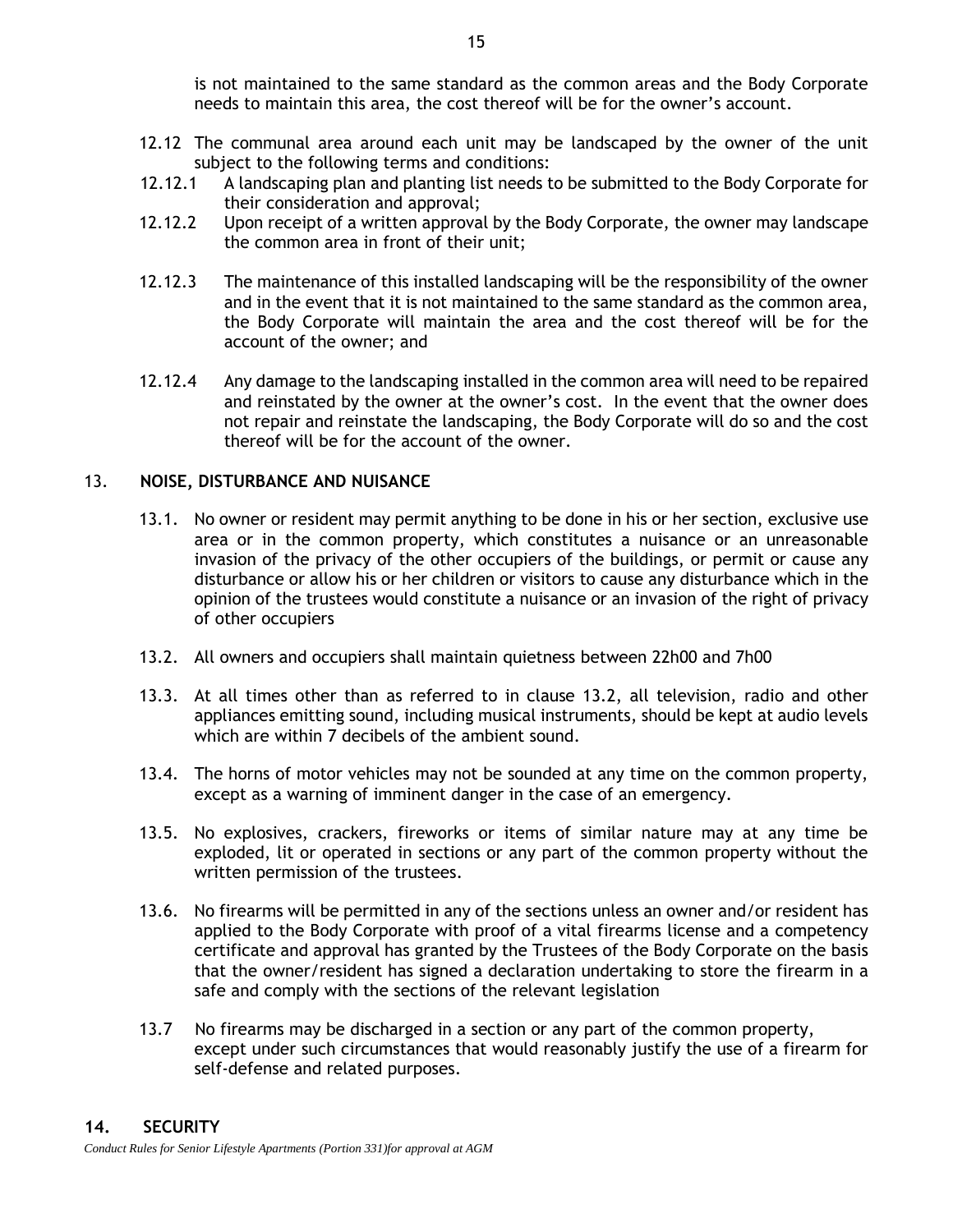is not maintained to the same standard as the common areas and the Body Corporate needs to maintain this area, the cost thereof will be for the owner's account.

12.12 The communal area around each unit may be landscaped by the owner of the unit subject to the following terms and conditions:

12.12.1 A landscaping plan and planting list needs to be submitted to the Body Corporate for their consideration and approval;

12.12.2 Upon receipt of a written approval by the Body Corporate, the owner may landscape the common area in front of their unit;

12.12.3 The maintenance of this installed landscaping will be the responsibility of the owner and in the event that it is not maintained to the same standard as the common area, the Body Corporate will maintain the area and the cost thereof will be for the account of the owner; and

12.12.4 Any damage to the landscaping installed in the common area will need to be repaired and reinstated by the owner at the owner's cost. In the event that the owner does not repair and reinstate the landscaping, the Body Corporate will do so and the cost thereof will be for the account of the owner.

## 13. NOISE, DISTURBANCE AND NUISANCE

13.1. No owner or resident may permit anything to be done in his or her section, exclusive use area or in the common property, which constitutes a nuisance or an unreasonable invasion of the privacy of the other occupiers of the buildings, or permit or cause any disturbance or allow his or her children or visitors to cause any disturbance which in the opinion of the trustees would constitute a nuisance or an invasion of the right of privacy of other occupiers

13.2. All owners and occupiers shall maintain quietness between 22h00 and 7h00

13.3. At all times other than as referred to in clause 13.2, all television, radio and other appliances emitting sound, including musical instruments, should be kept at audio levels which are within 7 decibels of the ambient sound.

13.4. The horns of motor vehicles may not be sounded at any time on the common property, except as a warning of imminent danger in the case of an emergency.

13.5. No explosives, crackers, fireworks or items of similar nature may at any time be exploded, lit or operated in sections or any part of the common property without the written permission of the trustees.

13.6. No firearms will be permitted in any of the sections unless an owner and/or resident has applied to the Body Corporate with proof of a vital firearms license and a competency certificate and approval has granted by the Trustees of the Body Corporate on the basis that the owner/resident has signed a declaration undertaking to store the firearm in a safe and comply with the sections of the relevant legislation

13.7 No firearms may be discharged in a section or any part of the common property, except under such circumstances that would reasonably justify the use of a firearm for self-defense and related purposes.

## 14. SECURITY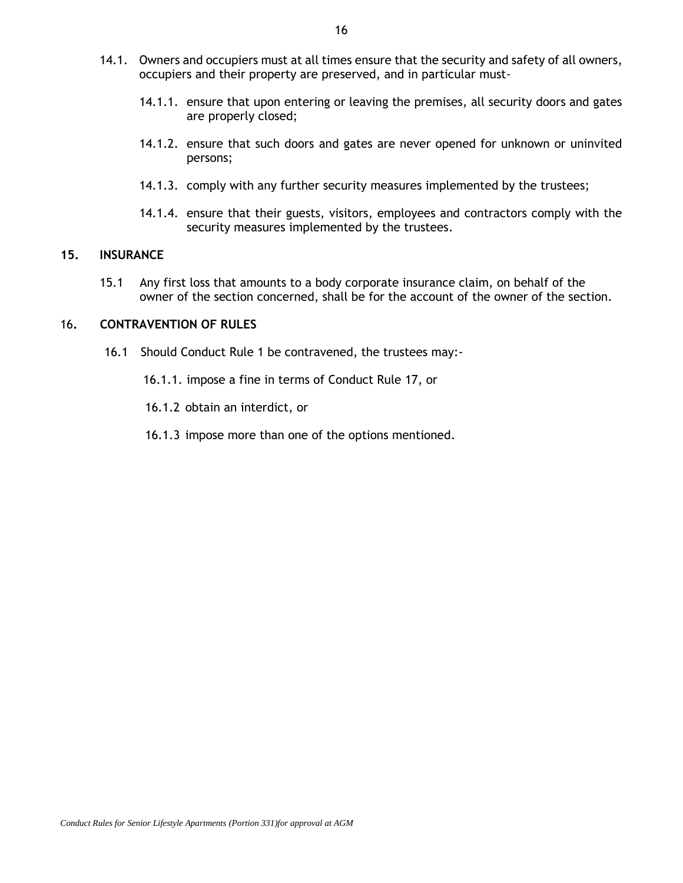14.1. Owners and occupiers must at all times ensure that the security and safety of all owners, occupiers and their property are preserved, and in particular must-

14.1.1. ensure that upon entering or leaving the premises, all security doors and gates are properly closed;

14.1.2. ensure that such doors and gates are never opened for unknown or uninvited persons;

14.1.3. comply with any further security measures implemented by the trustees;

14.1.4. ensure that their guests, visitors, employees and contractors comply with the security measures implemented by the trustees.

## 15. INSURANCE

15.1 Any first loss that amounts to a body corporate insurance claim, on behalf of the owner of the section concerned, shall be for the account of the owner of the section.

## 16. CONTRAVENTION OF RULES

16.1 Should Conduct Rule 1 be contravened, the trustees may:-

16.1.1. impose a fine in terms of Conduct Rule 17, or

16.1.2 obtain an interdict, or

16.1.3 impose more than one of the options mentioned.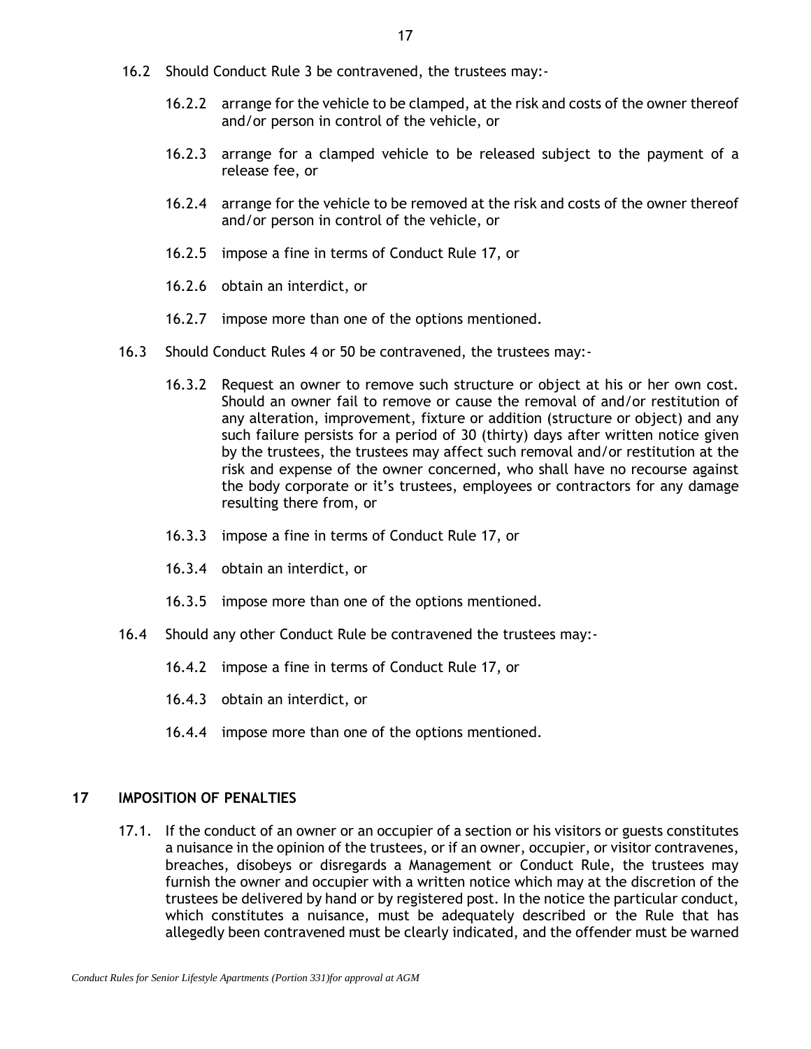16.2 Should Conduct Rule 3 be contravened, the trustees may:-

16.2.2 arrange for the vehicle to be clamped, at the risk and costs of the owner thereof and/or person in control of the vehicle, or

16.2.3 arrange for a clamped vehicle to be released subject to the payment of a release fee, or

16.2.4 arrange for the vehicle to be removed at the risk and costs of the owner thereof and/or person in control of the vehicle, or

16.2.5 impose a fine in terms of Conduct Rule 17, or

16.2.6 obtain an interdict, or

16.2.7 impose more than one of the options mentioned.

16.3 Should Conduct Rules 4 or 50 be contravened, the trustees may:-

16.3.2 Request an owner to remove such structure or object at his or her own cost. Should an owner fail to remove or cause the removal of and/or restitution of any alteration, improvement, fixture or addition (structure or object) and any such failure persists for a period of 30 (thirty) days after written notice given by the trustees, the trustees may affect such removal and/or restitution at the risk and expense of the owner concerned, who shall have no recourse against the body corporate or it's trustees, employees or contractors for any damage resulting there from, or

16.3.3 impose a fine in terms of Conduct Rule 17, or

16.3.4 obtain an interdict, or

16.3.5 impose more than one of the options mentioned.

16.4 Should any other Conduct Rule be contravened the trustees may:-

16.4.2 impose a fine in terms of Conduct Rule 17, or

16.4.3 obtain an interdict, or

16.4.4 impose more than one of the options mentioned.

## 17 IMPOSITION OF PENALTIES

17.1. If the conduct of an owner or an occupier of a section or his visitors or guests constitutes a nuisance in the opinion of the trustees, or if an owner, occupier, or visitor contravenes, breaches, disobeys or disregards a Management or Conduct Rule, the trustees may furnish the owner and occupier with a written notice which may at the discretion of the trustees be delivered by hand or by registered post. In the notice the particular conduct, which constitutes a nuisance, must be adequately described or the Rule that has allegedly been contravened must be clearly indicated, and the offender must be warned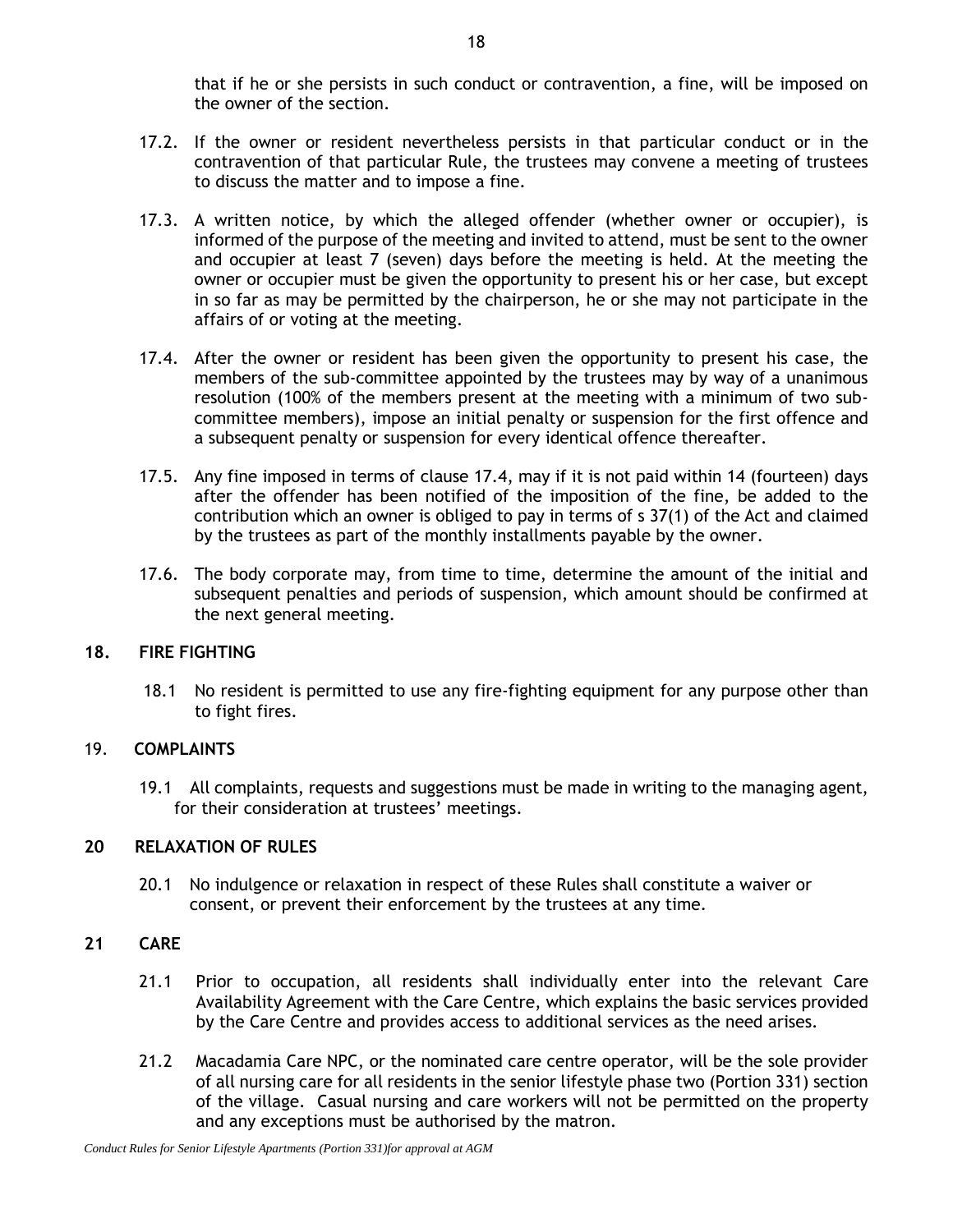that if he or she persists in such conduct or contravention, a fine, will be imposed on the owner of the section.

17.2. If the owner or resident nevertheless persists in that particular conduct or in the contravention of that particular Rule, the trustees may convene a meeting of trustees to discuss the matter and to impose a fine.

17.3. A written notice, by which the alleged offender (whether owner or occupier), is informed of the purpose of the meeting and invited to attend, must be sent to the owner and occupier at least 7 (seven) days before the meeting is held. At the meeting the owner or occupier must be given the opportunity to present his or her case, but except in so far as may be permitted by the chairperson, he or she may not participate in the affairs of or voting at the meeting.

17.4. After the owner or resident has been given the opportunity to present his case, the members of the sub-committee appointed by the trustees may by way of a unanimous resolution (100% of the members present at the meeting with a minimum of two sub-committee members), impose an initial penalty or suspension for the first offence and a subsequent penalty or suspension for every identical offence thereafter.

17.5. Any fine imposed in terms of clause 17.4, may if it is not paid within 14 (fourteen) days after the offender has been notified of the imposition of the fine, be added to the contribution which an owner is obliged to pay in terms of s 37(1) of the Act and claimed by the trustees as part of the monthly installments payable by the owner.

17.6. The body corporate may, from time to time, determine the amount of the initial and subsequent penalties and periods of suspension, which amount should be confirmed at the next general meeting.

## 18. FIRE FIGHTING

18.1 No resident is permitted to use any fire-fighting equipment for any purpose other than to fight fires.

## 19. COMPLAINTS

19.1 All complaints, requests and suggestions must be made in writing to the managing agent, for their consideration at trustees' meetings.

## 20 RELAXATION OF RULES

20.1 No indulgence or relaxation in respect of these Rules shall constitute a waiver or consent, or prevent their enforcement by the trustees at any time.

## 21 CARE

21.1 Prior to occupation, all residents shall individually enter into the relevant Care Availability Agreement with the Care Centre, which explains the basic services provided by the Care Centre and provides access to additional services as the need arises.

21.2 Macadamia Care NPC, or the nominated care centre operator, will be the sole provider of all nursing care for all residents in the senior lifestyle phase two (Portion 331) section of the village. Casual nursing and care workers will not be permitted on the property and any exceptions must be authorised by the matron.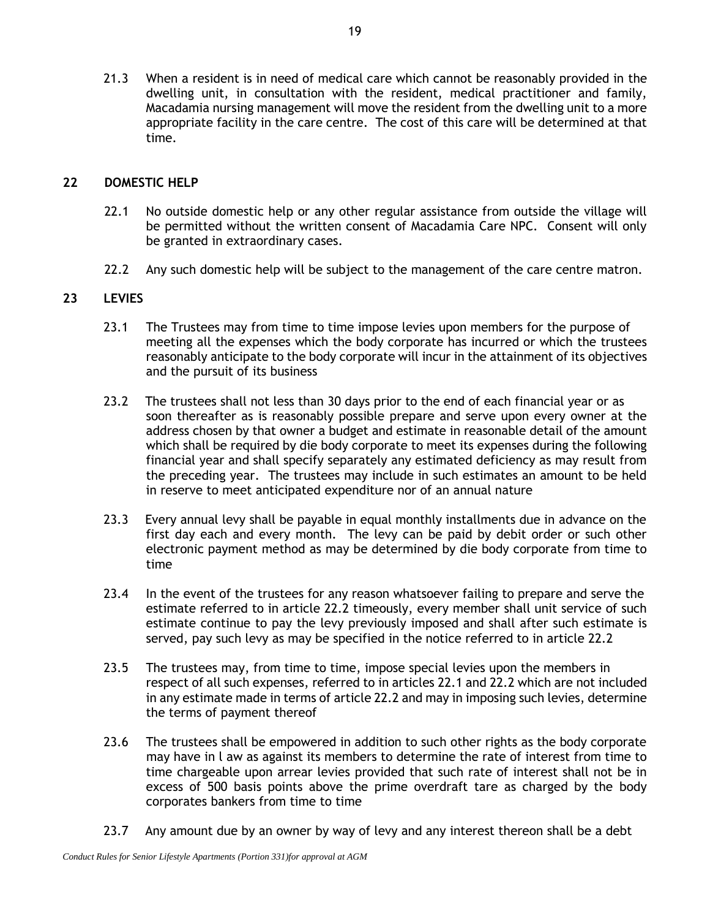21.3 When a resident is in need of medical care which cannot be reasonably provided in the dwelling unit, in consultation with the resident, medical practitioner and family, Macadamia nursing management will move the resident from the dwelling unit to a more appropriate facility in the care centre. The cost of this care will be determined at that time.

## 22 DOMESTIC HELP

22.1 No outside domestic help or any other regular assistance from outside the village will be permitted without the written consent of Macadamia Care NPC. Consent will only be granted in extraordinary cases.

22.2 Any such domestic help will be subject to the management of the care centre matron.

## 23 LEVIES

23.1 The Trustees may from time to time impose levies upon members for the purpose of meeting all the expenses which the body corporate has incurred or which the trustees reasonably anticipate to the body corporate will incur in the attainment of its objectives and the pursuit of its business

23.2 The trustees shall not less than 30 days prior to the end of each financial year or as soon thereafter as is reasonably possible prepare and serve upon every owner at the address chosen by that owner a budget and estimate in reasonable detail of the amount which shall be required by die body corporate to meet its expenses during the following financial year and shall specify separately any estimated deficiency as may result from the preceding year. The trustees may include in such estimates an amount to be held in reserve to meet anticipated expenditure nor of an annual nature

23.3 Every annual levy shall be payable in equal monthly installments due in advance on the first day each and every month. The levy can be paid by debit order or such other electronic payment method as may be determined by die body corporate from time to time

23.4 In the event of the trustees for any reason whatsoever failing to prepare and serve the estimate referred to in article 22.2 timeously, every member shall unit service of such estimate continue to pay the levy previously imposed and shall after such estimate is served, pay such levy as may be specified in the notice referred to in article 22.2

23.5 The trustees may, from time to time, impose special levies upon the members in respect of all such expenses, referred to in articles 22.1 and 22.2 which are not included in any estimate made in terms of article 22.2 and may in imposing such levies, determine the terms of payment thereof

23.6 The trustees shall be empowered in addition to such other rights as the body corporate may have in l aw as against its members to determine the rate of interest from time to time chargeable upon arrear levies provided that such rate of interest shall not be in excess of 500 basis points above the prime overdraft tare as charged by the body corporates bankers from time to time

23.7 Any amount due by an owner by way of levy and any interest thereon shall be a debt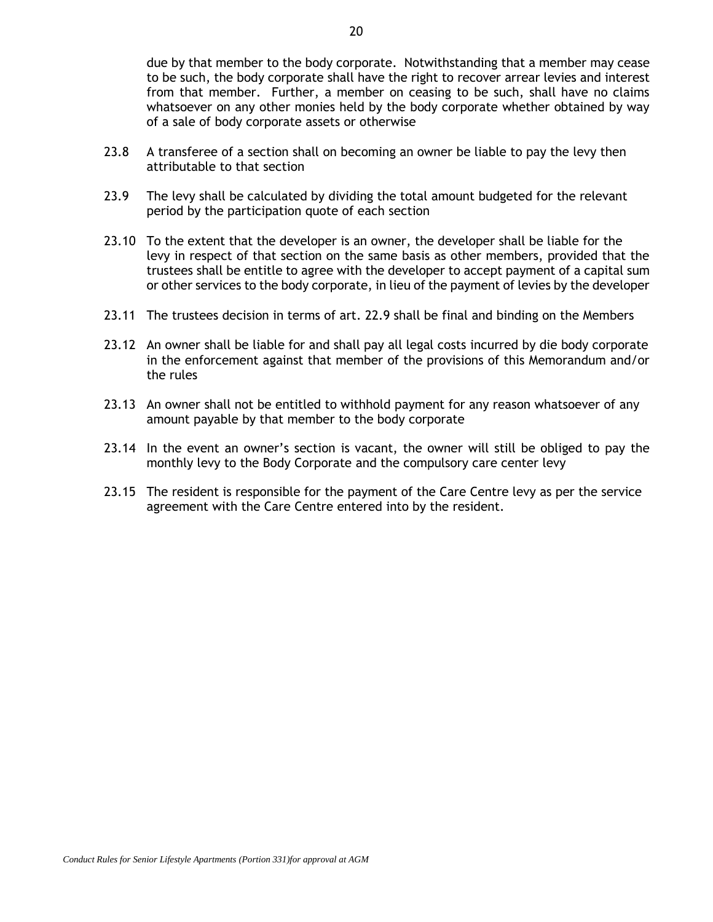due by that member to the body corporate. Notwithstanding that a member may cease to be such, the body corporate shall have the right to recover arrear levies and interest from that member. Further, a member on ceasing to be such, shall have no claims whatsoever on any other monies held by the body corporate whether obtained by way of a sale of body corporate assets or otherwise

23.8 A transferee of a section shall on becoming an owner be liable to pay the levy then attributable to that section

23.9 The levy shall be calculated by dividing the total amount budgeted for the relevant period by the participation quote of each section

23.10 To the extent that the developer is an owner, the developer shall be liable for the levy in respect of that section on the same basis as other members, provided that the trustees shall be entitle to agree with the developer to accept payment of a capital sum or other services to the body corporate, in lieu of the payment of levies by the developer

23.11 The trustees decision in terms of art. 22.9 shall be final and binding on the Members

23.12 An owner shall be liable for and shall pay all legal costs incurred by die body corporate in the enforcement against that member of the provisions of this Memorandum and/or the rules

23.13 An owner shall not be entitled to withhold payment for any reason whatsoever of any amount payable by that member to the body corporate

23.14 In the event an owner's section is vacant, the owner will still be obliged to pay the monthly levy to the Body Corporate and the compulsory care center levy

23.15 The resident is responsible for the payment of the Care Centre levy as per the service agreement with the Care Centre entered into by the resident.